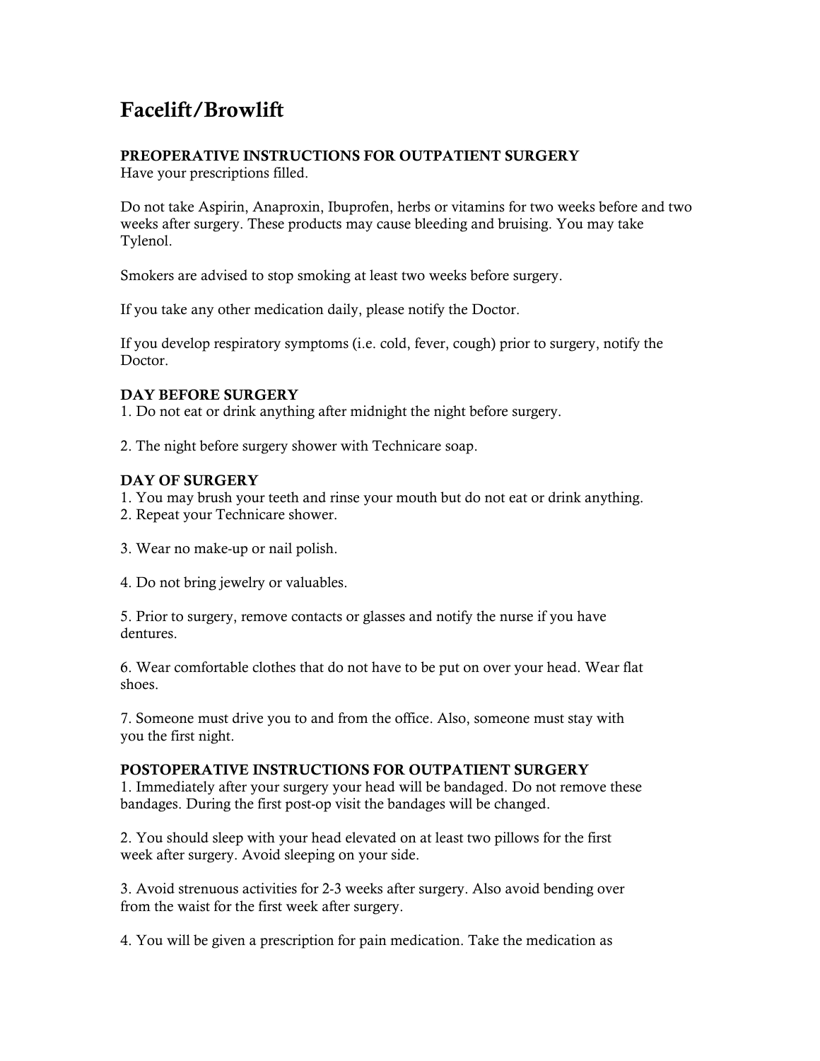# Facelift/Browlift

**PREOPERATIVE INSTRUCTIONS FOR OUTPATIENT SURGERY**

Have your prescriptions filled.

Do not take Aspirin, Anaproxin, Ibuprofen, herbs or vitamins for two weeks before and two weeks after surgery. These products may cause bleeding and bruising. You may take Tylenol.

Smokers are advised to stop smoking at least two weeks before surgery.

If you take any other medication daily, please notify the Doctor.

If you develop respiratory symptoms (i.e. cold, fever, cough) prior to surgery, notify the Doctor.

**DAY BEFORE SURGERY**

1. Do not eat or drink anything after midnight the night before surgery.

2. The night before surgery shower with Technicare soap.

**DAY OF SURGERY**

1. You may brush your teeth and rinse your mouth but do not eat or drink anything.
2. Repeat your Technicare shower.

3. Wear no make-up or nail polish.

4. Do not bring jewelry or valuables.

5. Prior to surgery, remove contacts or glasses and notify the nurse if you have dentures.

6. Wear comfortable clothes that do not have to be put on over your head. Wear flat shoes.

7. Someone must drive you to and from the office. Also, someone must stay with you the first night.

**POSTOPERATIVE INSTRUCTIONS FOR OUTPATIENT SURGERY**

1. Immediately after your surgery your head will be bandaged. Do not remove these bandages. During the first post-op visit the bandages will be changed.

2. You should sleep with your head elevated on at least two pillows for the first week after surgery. Avoid sleeping on your side.

3. Avoid strenuous activities for 2-3 weeks after surgery. Also avoid bending over from the waist for the first week after surgery.

4. You will be given a prescription for pain medication. Take the medication as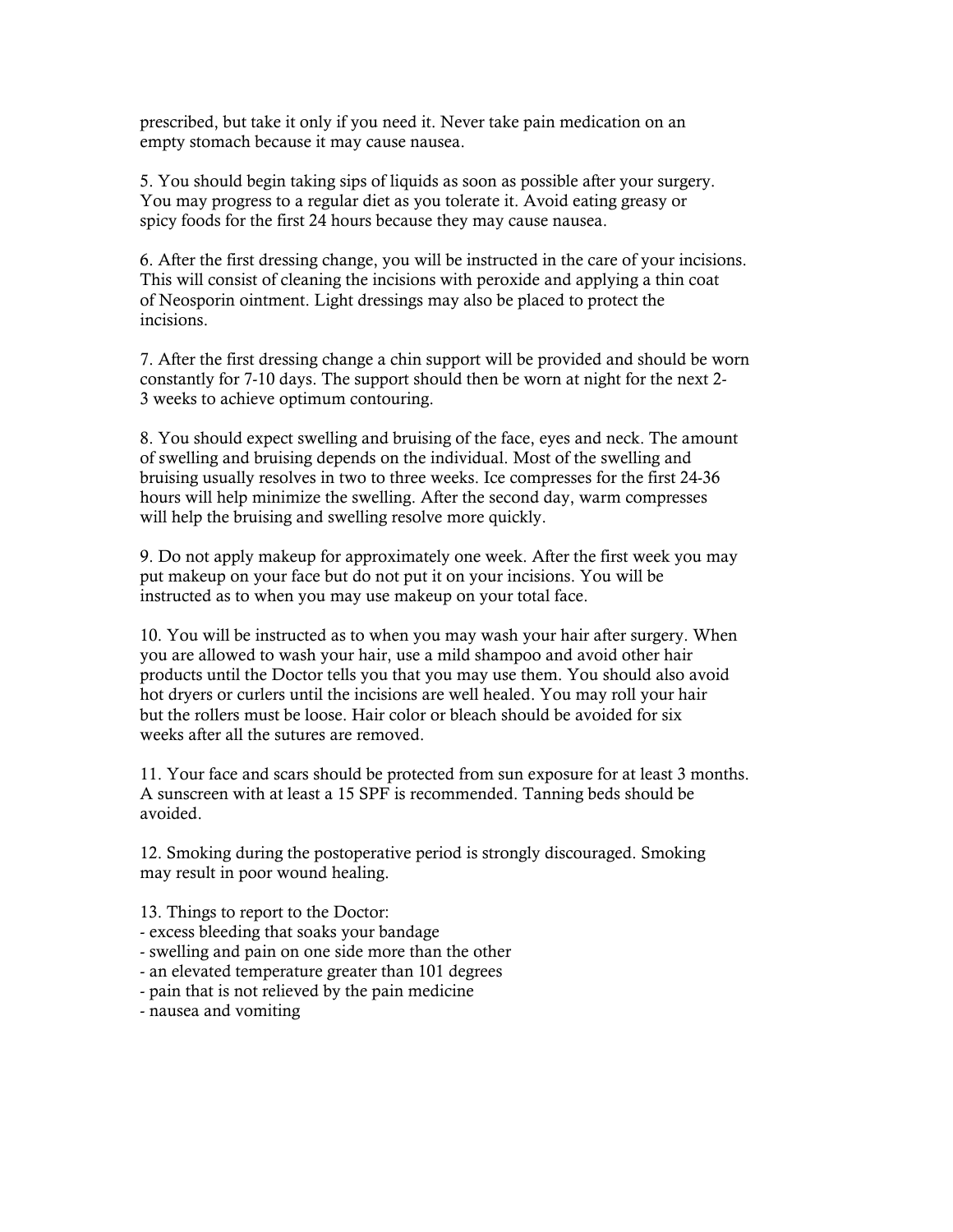prescribed, but take it only if you need it. Never take pain medication on an empty stomach because it may cause nausea.

5. You should begin taking sips of liquids as soon as possible after your surgery. You may progress to a regular diet as you tolerate it. Avoid eating greasy or spicy foods for the first 24 hours because they may cause nausea.

6. After the first dressing change, you will be instructed in the care of your incisions. This will consist of cleaning the incisions with peroxide and applying a thin coat of Neosporin ointment. Light dressings may also be placed to protect the incisions.

7. After the first dressing change a chin support will be provided and should be worn constantly for 7-10 days. The support should then be worn at night for the next 2-3 weeks to achieve optimum contouring.

8. You should expect swelling and bruising of the face, eyes and neck. The amount of swelling and bruising depends on the individual. Most of the swelling and bruising usually resolves in two to three weeks. Ice compresses for the first 24-36 hours will help minimize the swelling. After the second day, warm compresses will help the bruising and swelling resolve more quickly.

9. Do not apply makeup for approximately one week. After the first week you may put makeup on your face but do not put it on your incisions. You will be instructed as to when you may use makeup on your total face.

10. You will be instructed as to when you may wash your hair after surgery. When you are allowed to wash your hair, use a mild shampoo and avoid other hair products until the Doctor tells you that you may use them. You should also avoid hot dryers or curlers until the incisions are well healed. You may roll your hair but the rollers must be loose. Hair color or bleach should be avoided for six weeks after all the sutures are removed.

11. Your face and scars should be protected from sun exposure for at least 3 months. A sunscreen with at least a 15 SPF is recommended. Tanning beds should be avoided.

12. Smoking during the postoperative period is strongly discouraged. Smoking may result in poor wound healing.

13. Things to report to the Doctor:
- excess bleeding that soaks your bandage
- swelling and pain on one side more than the other
- an elevated temperature greater than 101 degrees
- pain that is not relieved by the pain medicine
- nausea and vomiting